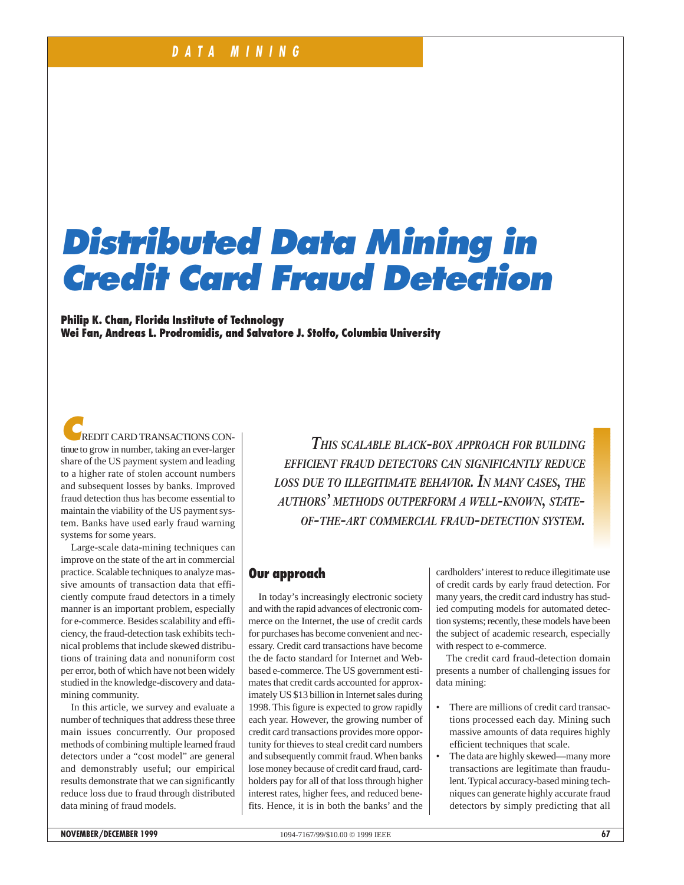# Distributed Data Mining in Credit Card Fraud Detection

**Philip K. Chan, Florida Institute of Technology**
**Wei Fan, Andreas L. Prodromidis, and Salvatore J. Stolfo, Columbia University**

*This scalable black-box approach for building efficient fraud detectors can significantly reduce loss due to illegitimate behavior. In many cases, the authors' methods outperform a well-known, state-of-the-art commercial fraud-detection system.*

Credit card transactions continue to grow in number, taking an ever-larger share of the US payment system and leading to a higher rate of stolen account numbers and subsequent losses by banks. Improved fraud detection thus has become essential to maintain the viability of the US payment system. Banks have used early fraud warning systems for some years.

Large-scale data-mining techniques can improve on the state of the art in commercial practice. Scalable techniques to analyze massive amounts of transaction data that efficiently compute fraud detectors in a timely manner is an important problem, especially for e-commerce. Besides scalability and efficiency, the fraud-detection task exhibits technical problems that include skewed distributions of training data and nonuniform cost per error, both of which have not been widely studied in the knowledge-discovery and data-mining community.

In this article, we survey and evaluate a number of techniques that address these three main issues concurrently. Our proposed methods of combining multiple learned fraud detectors under a "cost model" are general and demonstrably useful; our empirical results demonstrate that we can significantly reduce loss due to fraud through distributed data mining of fraud models.

## Our approach

In today's increasingly electronic society and with the rapid advances of electronic commerce on the Internet, the use of credit cards for purchases has become convenient and necessary. Credit card transactions have become the de facto standard for Internet and Web-based e-commerce. The US government estimates that credit cards accounted for approximately US $13 billion in Internet sales during 1998. This figure is expected to grow rapidly each year. However, the growing number of credit card transactions provides more opportunity for thieves to steal credit card numbers and subsequently commit fraud. When banks lose money because of credit card fraud, cardholders pay for all of that loss through higher interest rates, higher fees, and reduced benefits. Hence, it is in both the banks' and the cardholders' interest to reduce illegitimate use of credit cards by early fraud detection. For many years, the credit card industry has studied computing models for automated detection systems; recently, these models have been the subject of academic research, especially with respect to e-commerce.

The credit card fraud-detection domain presents a number of challenging issues for data mining:

- There are millions of credit card transactions processed each day. Mining such massive amounts of data requires highly efficient techniques that scale.
- The data are highly skewed—many more transactions are legitimate than fraudulent. Typical accuracy-based mining techniques can generate highly accurate fraud detectors by simply predicting that all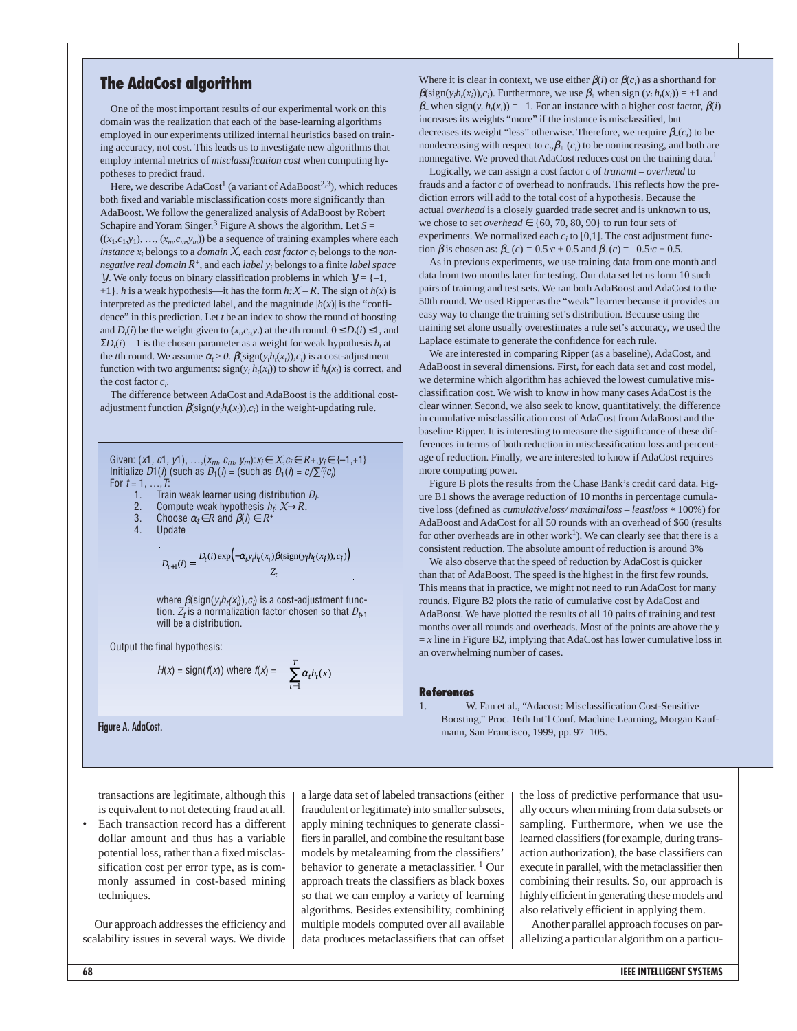## The AdaCost algorithm

One of the most important results of our experimental work on this domain was the realization that each of the base-learning algorithms employed in our experiments utilized internal heuristics based on training accuracy, not cost. This leads us to investigate new algorithms that employ internal metrics of *misclassification cost* when computing hypotheses to predict fraud.

Here, we describe AdaCost[1] (a variant of AdaBoost[2,3]), which reduces both fixed and variable misclassification costs more significantly than AdaBoost. We follow the generalized analysis of AdaBoost by Robert Schapire and Yoram Singer.[3] Figure A shows the algorithm. Let $S = ((x_1,c_1,y_1), \ldots, (x_m,c_m,y_m))$ be a sequence of training examples where each *instance* $x_i$ belongs to a *domain* $\mathcal{X}$, each *cost factor* $c_i$ belongs to the *non-negative real domain* $R^+$, and each *label* $y_i$ belongs to a finite *label space* $\mathcal{Y}$. We only focus on binary classification problems in which $\mathcal{Y} = \{-1, +1\}$. $h$ is a weak hypothesis—it has the form $h{:}\mathcal{X} - R$. The sign of $h(x)$ is interpreted as the predicted label, and the magnitude $|h(x)|$ is the "confidence" in this prediction. Let $t$ be an index to show the round of boosting and $D_t(i)$ be the weight given to $(x_i,c_i,y_i)$ at the $t$th round. $0 \le D_t(i) \le 1$, and $\Sigma D_t(i) = 1$ is the chosen parameter as a weight for weak hypothesis $h_t$ at the $t$th round. We assume $\alpha_t > 0$. $\beta(\text{sign}(y_i h_t(x_i)),c_i)$ is a cost-adjustment function with two arguments: $\text{sign}(y_i\, h_t(x_i))$ to show if $h_t(x_i)$ is correct, and the cost factor $c_i$.

The difference between AdaCost and AdaBoost is the additional cost-adjustment function $\beta(\text{sign}(y_i h_t(x_i)),c_i)$ in the weight-updating rule.

Given: $(x1, c1, y1), \ldots,(x_m, c_m, y_m){:}x_i \in \mathcal{X}, c_i \in R+, y_i \in \{-1,+1\}$
Initialize $D1(i)$ (such as $D_1(i)$ = (such as $D_1(i) = c_i/\sum_j^m c_j$)
For $t = 1, \ldots, T$:

1. Train weak learner using distribution $D_t$.
2. Compute weak hypothesis $h_t$: $\mathcal{X} \rightarrow R$.
3. Choose $\alpha_t \in R$ and $\beta(i) \in R^+$
4. Update

$$D_{t+1}(i) = \frac{D_t(i)\exp\left(-\alpha_t y_i h_t(x_i)\beta(\text{sign}(y_i h_t(x_i)), c_i)\right)}{Z_t}$$

where $\beta(\text{sign}(y_i h_t(x_i)),c_i)$ is a cost-adjustment function. $Z_t$ is a normalization factor chosen so that $D_{t+1}$ will be a distribution.

Output the final hypothesis:

$$H(x) = \text{sign}(f(x)) \text{ where } f(x) = \sum_{t=1}^{T} \alpha_t h_t(x)$$

Figure A. AdaCost.

Where it is clear in context, we use either $\beta(i)$ or $\beta(c_i)$ as a shorthand for $\beta(\text{sign}(y_i h_t(x_i)),c_i)$. Furthermore, we use $\beta_+$ when $\text{sign}(y_i\, h_t(x_i)) = +1$ and $\beta_-$ when $\text{sign}(y_i\, h_t(x_i)) = -1$. For an instance with a higher cost factor, $\beta(i)$ increases its weights "more" if the instance is misclassified, but decreases its weight "less" otherwise. Therefore, we require $\beta_-(c_i)$ to be nondecreasing with respect to $c_i, \beta_+ (c_i)$ to be nonincreasing, and both are nonnegative. We proved that AdaCost reduces cost on the training data.[1]

Logically, we can assign a cost factor $c$ of *tranamt – overhead* to frauds and a factor $c$ of overhead to nonfrauds. This reflects how the prediction errors will add to the total cost of a hypothesis. Because the actual *overhead* is a closely guarded trade secret and is unknown to us, we chose to set *overhead* $\in \{60, 70, 80, 90\}$ to run four sets of experiments. We normalized each $c_i$ to [0,1]. The cost adjustment function $\beta$ is chosen as: $\beta_-(c) = 0.5 \cdot c + 0.5$ and $\beta_+(c) = -0.5 \cdot c + 0.5$.

As in previous experiments, we use training data from one month and data from two months later for testing. Our data set let us form 10 such pairs of training and test sets. We ran both AdaBoost and AdaCost to the 50th round. We used Ripper as the "weak" learner because it provides an easy way to change the training set's distribution. Because using the training set alone usually overestimates a rule set's accuracy, we used the Laplace estimate to generate the confidence for each rule.

We are interested in comparing Ripper (as a baseline), AdaCost, and AdaBoost in several dimensions. First, for each data set and cost model, we determine which algorithm has achieved the lowest cumulative misclassification cost. We wish to know in how many cases AdaCost is the clear winner. Second, we also seek to know, quantitatively, the difference in cumulative misclassification cost of AdaCost from AdaBoost and the baseline Ripper. It is interesting to measure the significance of these differences in terms of both reduction in misclassification loss and percentage of reduction. Finally, we are interested to know if AdaCost requires more computing power.

Figure B plots the results from the Chase Bank's credit card data. Figure B1 shows the average reduction of 10 months in percentage cumulative loss (defined as *cumulativeloss/ maximalloss – leastloss* ∗ 100%) for AdaBoost and AdaCost for all 50 rounds with an overhead of \$60 (results for other overheads are in other work[1]). We can clearly see that there is a consistent reduction. The absolute amount of reduction is around 3%

We also observe that the speed of reduction by AdaCost is quicker than that of AdaBoost. The speed is the highest in the first few rounds. This means that in practice, we might not need to run AdaCost for many rounds. Figure B2 plots the ratio of cumulative cost by AdaCost and AdaBoost. We have plotted the results of all 10 pairs of training and test months over all rounds and overheads. Most of the points are above the $y = x$ line in Figure B2, implying that AdaCost has lower cumulative loss in an overwhelming number of cases.

### References

1. W. Fan et al., "Adacost: Misclassification Cost-Sensitive Boosting," Proc. 16th Int'l Conf. Machine Learning, Morgan Kaufmann, San Francisco, 1999, pp. 97–105.

---

transactions are legitimate, although this is equivalent to not detecting fraud at all.

- Each transaction record has a different dollar amount and thus has a variable potential loss, rather than a fixed misclassification cost per error type, as is commonly assumed in cost-based mining techniques.

Our approach addresses the efficiency and scalability issues in several ways. We divide a large data set of labeled transactions (either fraudulent or legitimate) into smaller subsets, apply mining techniques to generate classifiers in parallel, and combine the resultant base models by metalearning from the classifiers' behavior to generate a metaclassifier.[1] Our approach treats the classifiers as black boxes so that we can employ a variety of learning algorithms. Besides extensibility, combining multiple models computed over all available data produces metaclassifiers that can offset the loss of predictive performance that usually occurs when mining from data subsets or sampling. Furthermore, when we use the learned classifiers (for example, during transaction authorization), the base classifiers can execute in parallel, with the metaclassifier then combining their results. So, our approach is highly efficient in generating these models and also relatively efficient in applying them.

Another parallel approach focuses on parallelizing a particular algorithm on a particu-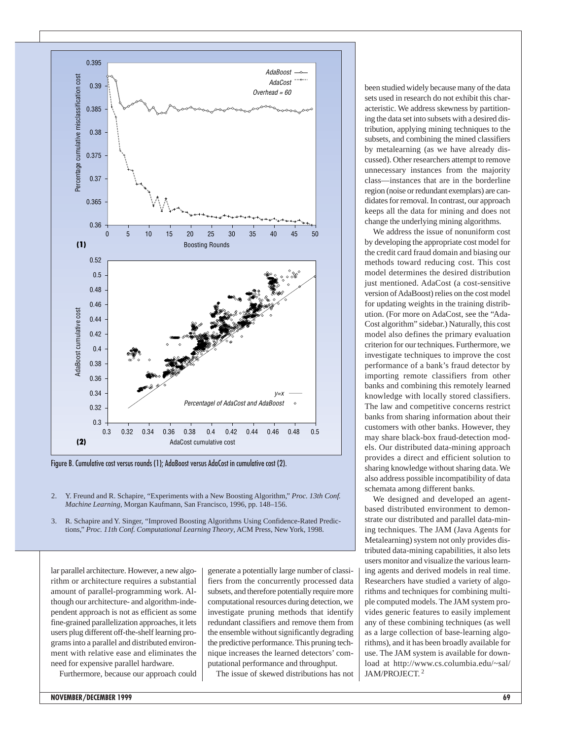Figure B. Cumulative cost versus rounds (1); AdaBoost versus AdaCost in cumulative cost (2).

2. Y. Freund and R. Schapire, "Experiments with a New Boosting Algorithm," *Proc. 13th Conf. Machine Learning*, Morgan Kaufmann, San Francisco, 1996, pp. 148–156.

3. R. Schapire and Y. Singer, "Improved Boosting Algorithms Using Confidence-Rated Predictions," *Proc. 11th Conf. Computational Learning Theory*, ACM Press, New York, 1998.

lar parallel architecture. However, a new algorithm or architecture requires a substantial amount of parallel-programming work. Although our architecture- and algorithm-independent approach is not as efficient as some fine-grained parallelization approaches, it lets users plug different off-the-shelf learning programs into a parallel and distributed environment with relative ease and eliminates the need for expensive parallel hardware.

Furthermore, because our approach could generate a potentially large number of classifiers from the concurrently processed data subsets, and therefore potentially require more computational resources during detection, we investigate pruning methods that identify redundant classifiers and remove them from the ensemble without significantly degrading the predictive performance. This pruning technique increases the learned detectors' computational performance and throughput.

The issue of skewed distributions has not been studied widely because many of the data sets used in research do not exhibit this characteristic. We address skewness by partitioning the data set into subsets with a desired distribution, applying mining techniques to the subsets, and combining the mined classifiers by metalearning (as we have already discussed). Other researchers attempt to remove unnecessary instances from the majority class—instances that are in the borderline region (noise or redundant exemplars) are candidates for removal. In contrast, our approach keeps all the data for mining and does not change the underlying mining algorithms.

We address the issue of nonuniform cost by developing the appropriate cost model for the credit card fraud domain and biasing our methods toward reducing cost. This cost model determines the desired distribution just mentioned. AdaCost (a cost-sensitive version of AdaBoost) relies on the cost model for updating weights in the training distribution. (For more on AdaCost, see the "AdaCost algorithm" sidebar.) Naturally, this cost model also defines the primary evaluation criterion for our techniques. Furthermore, we investigate techniques to improve the cost performance of a bank's fraud detector by importing remote classifiers from other banks and combining this remotely learned knowledge with locally stored classifiers. The law and competitive concerns restrict banks from sharing information about their customers with other banks. However, they may share black-box fraud-detection models. Our distributed data-mining approach provides a direct and efficient solution to sharing knowledge without sharing data. We also address possible incompatibility of data schemata among different banks.

We designed and developed an agent-based distributed environment to demonstrate our distributed and parallel data-mining techniques. The JAM (Java Agents for Metalearning) system not only provides distributed data-mining capabilities, it also lets users monitor and visualize the various learning agents and derived models in real time. Researchers have studied a variety of algorithms and techniques for combining multiple computed models. The JAM system provides generic features to easily implement any of these combining techniques (as well as a large collection of base-learning algorithms), and it has been broadly available for use. The JAM system is available for download at http://www.cs.columbia.edu/~sal/JAM/PROJECT.[2]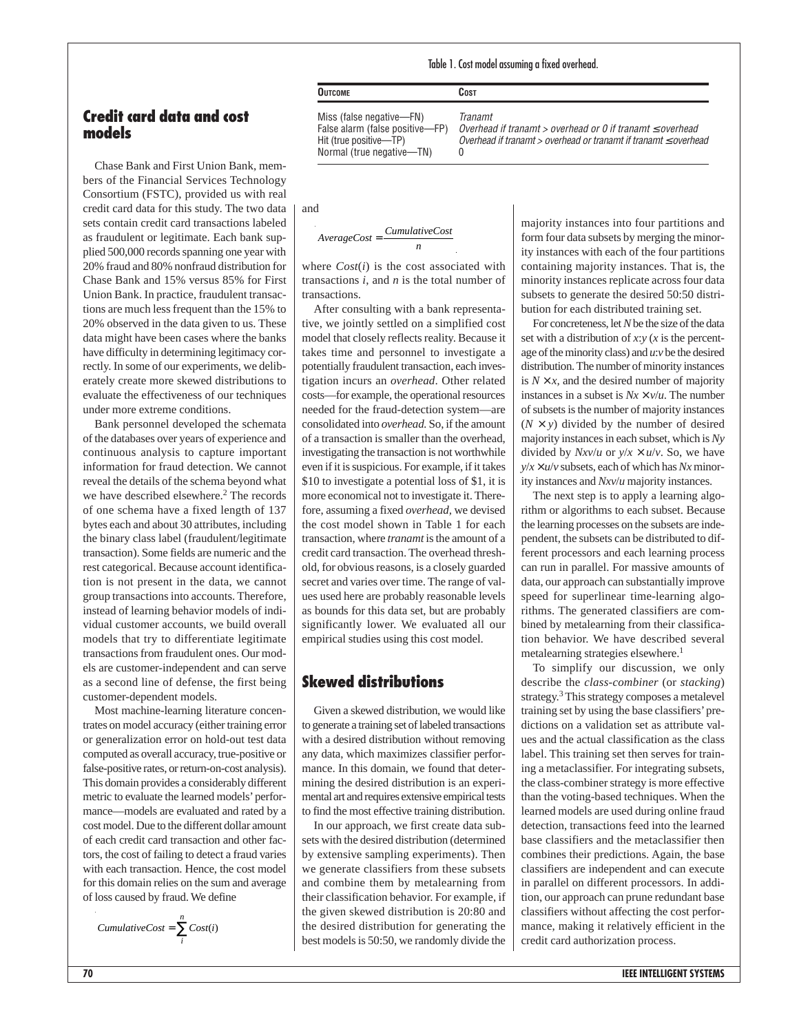## Credit card data and cost models

Chase Bank and First Union Bank, members of the Financial Services Technology Consortium (FSTC), provided us with real credit card data for this study. The two data sets contain credit card transactions labeled as fraudulent or legitimate. Each bank supplied 500,000 records spanning one year with 20% fraud and 80% nonfraud distribution for Chase Bank and 15% versus 85% for First Union Bank. In practice, fraudulent transactions are much less frequent than the 15% to 20% observed in the data given to us. These data might have been cases where the banks have difficulty in determining legitimacy correctly. In some of our experiments, we deliberately create more skewed distributions to evaluate the effectiveness of our techniques under more extreme conditions.

Bank personnel developed the schemata of the databases over years of experience and continuous analysis to capture important information for fraud detection. We cannot reveal the details of the schema beyond what we have described elsewhere.[2] The records of one schema have a fixed length of 137 bytes each and about 30 attributes, including the binary class label (fraudulent/legitimate transaction). Some fields are numeric and the rest categorical. Because account identification is not present in the data, we cannot group transactions into accounts. Therefore, instead of learning behavior models of individual customer accounts, we build overall models that try to differentiate legitimate transactions from fraudulent ones. Our models are customer-independent and can serve as a second line of defense, the first being customer-dependent models.

Most machine-learning literature concentrates on model accuracy (either training error or generalization error on hold-out test data computed as overall accuracy, true-positive or false-positive rates, or return-on-cost analysis). This domain provides a considerably different metric to evaluate the learned models' performance—models are evaluated and rated by a cost model. Due to the different dollar amount of each credit card transaction and other factors, the cost of failing to detect a fraud varies with each transaction. Hence, the cost model for this domain relies on the sum and average of loss caused by fraud. We define

$$CumulativeCost = \sum_{i}^{n} Cost(i)$$

and

$$AverageCost = \frac{CumulativeCost}{n}$$

where $Cost(i)$ is the cost associated with transactions $i$, and $n$ is the total number of transactions.

After consulting with a bank representative, we jointly settled on a simplified cost model that closely reflects reality. Because it takes time and personnel to investigate a potentially fraudulent transaction, each investigation incurs an *overhead*. Other related costs—for example, the operational resources needed for the fraud-detection system—are consolidated into *overhead*. So, if the amount of a transaction is smaller than the overhead, investigating the transaction is not worthwhile even if it is suspicious. For example, if it takes \$10 to investigate a potential loss of \$1, it is more economical not to investigate it. Therefore, assuming a fixed *overhead*, we devised the cost model shown in Table 1 for each transaction, where *tranamt* is the amount of a credit card transaction. The overhead threshold, for obvious reasons, is a closely guarded secret and varies over time. The range of values used here are probably reasonable levels as bounds for this data set, but are probably significantly lower. We evaluated all our empirical studies using this cost model.

Table 1. Cost model assuming a fixed overhead.

| Outcome | Cost |
|---|---|
| Miss (false negative—FN) | *Tranamt* |
| False alarm (false positive—FP) | *Overhead if tranamt > overhead or 0 if tranamt ≤ overhead* |
| Hit (true positive—TP) | *Overhead if tranamt > overhead or tranamt if tranamt ≤ overhead* |
| Normal (true negative—TN) | 0 |

## Skewed distributions

Given a skewed distribution, we would like to generate a training set of labeled transactions with a desired distribution without removing any data, which maximizes classifier performance. In this domain, we found that determining the desired distribution is an experimental art and requires extensive empirical tests to find the most effective training distribution.

In our approach, we first create data subsets with the desired distribution (determined by extensive sampling experiments). Then we generate classifiers from these subsets and combine them by metalearning from their classification behavior. For example, if the given skewed distribution is 20:80 and the desired distribution for generating the best models is 50:50, we randomly divide the majority instances into four partitions and form four data subsets by merging the minority instances with each of the four partitions containing majority instances. That is, the minority instances replicate across four data subsets to generate the desired 50:50 distribution for each distributed training set.

For concreteness, let $N$ be the size of the data set with a distribution of $x:y$ ($x$ is the percentage of the minority class) and $u:v$ be the desired distribution. The number of minority instances is $N \times x$, and the desired number of majority instances in a subset is $Nx \times v/u$. The number of subsets is the number of majority instances ($N \times y$) divided by the number of desired majority instances in each subset, which is $Ny$ divided by $Nxv/u$ or $y/x \times u/v$. So, we have $y/x \times u/v$ subsets, each of which has $Nx$ minority instances and $Nxv/u$ majority instances.

The next step is to apply a learning algorithm or algorithms to each subset. Because the learning processes on the subsets are independent, the subsets can be distributed to different processors and each learning process can run in parallel. For massive amounts of data, our approach can substantially improve speed for superlinear time-learning algorithms. The generated classifiers are combined by metalearning from their classification behavior. We have described several metalearning strategies elsewhere.[1]

To simplify our discussion, we only describe the *class-combiner* (or *stacking*) strategy.[3] This strategy composes a metalevel training set by using the base classifiers' predictions on a validation set as attribute values and the actual classification as the class label. This training set then serves for training a metaclassifier. For integrating subsets, the class-combiner strategy is more effective than the voting-based techniques. When the learned models are used during online fraud detection, transactions feed into the learned base classifiers and the metaclassifier then combines their predictions. Again, the base classifiers are independent and can execute in parallel on different processors. In addition, our approach can prune redundant base classifiers without affecting the cost performance, making it relatively efficient in the credit card authorization process.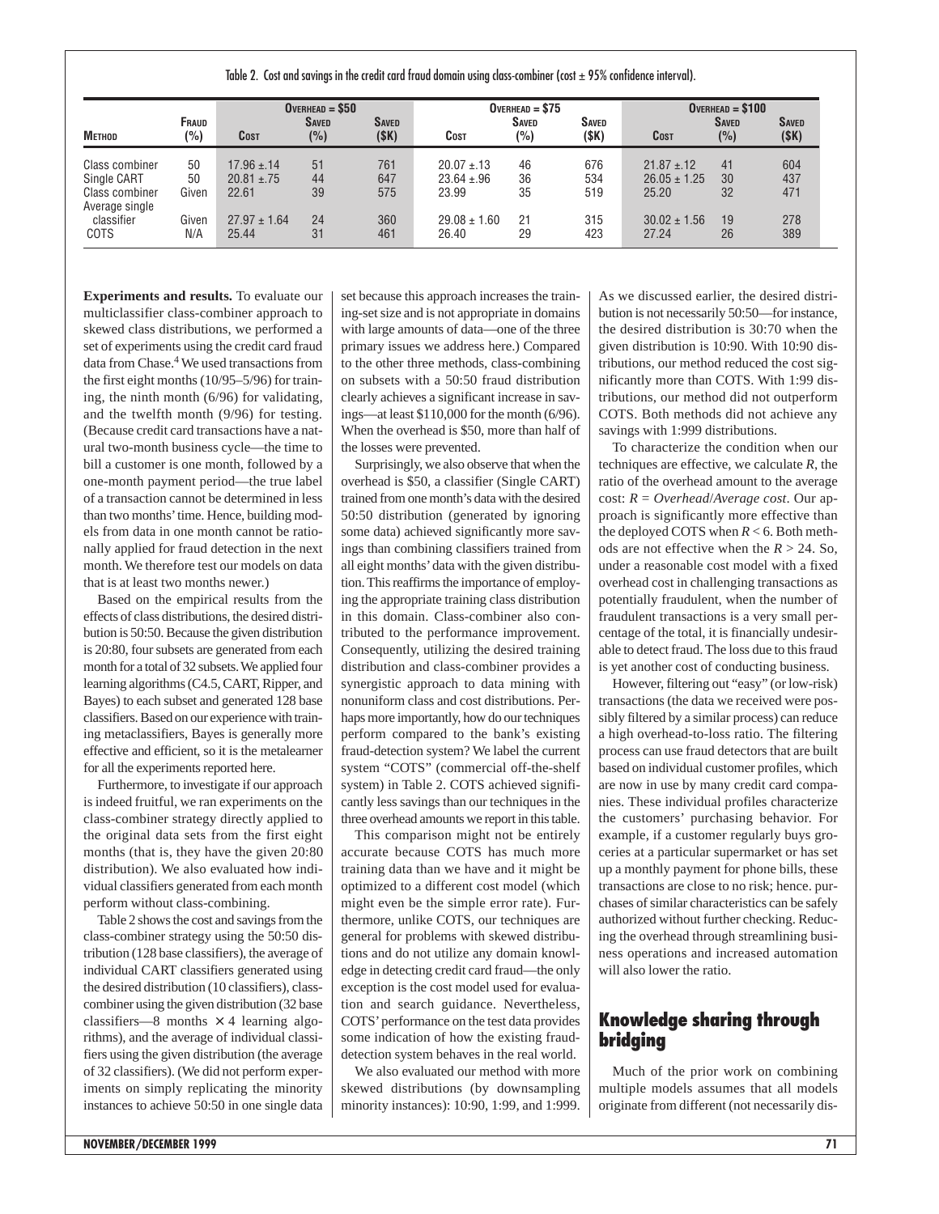Table 2. Cost and savings in the credit card fraud domain using class-combiner (cost ± 95% confidence interval).

| Method | Fraud (%) | Overhead = $50 Cost | Saved (%) | Saved ($K) | Overhead = $75 Cost | Saved (%) | Saved ($K) | Overhead = $100 Cost | Saved (%) | Saved ($K) |
|---|---|---|---|---|---|---|---|---|---|---|
| Class combiner | 50 | 17.96 ±.14 | 51 | 761 | 20.07 ±.13 | 46 | 676 | 21.87 ±.12 | 41 | 604 |
| Single CART | 50 | 20.81 ±.75 | 44 | 647 | 23.64 ±.96 | 36 | 534 | 26.05 ± 1.25 | 30 | 437 |
| Class combiner | Given | 22.61 | 39 | 575 | 23.99 | 35 | 519 | 25.20 | 32 | 471 |
| Average single classifier | Given | 27.97 ± 1.64 | 24 | 360 | 29.08 ± 1.60 | 21 | 315 | 30.02 ± 1.56 | 19 | 278 |
| COTS | N/A | 25.44 | 31 | 461 | 26.40 | 29 | 423 | 27.24 | 26 | 389 |

**Experiments and results.** To evaluate our multiclassifier class-combiner approach to skewed class distributions, we performed a set of experiments using the credit card fraud data from Chase.[4] We used transactions from the first eight months (10/95–5/96) for training, the ninth month (6/96) for validating, and the twelfth month (9/96) for testing. (Because credit card transactions have a natural two-month business cycle—the time to bill a customer is one month, followed by a one-month payment period—the true label of a transaction cannot be determined in less than two months' time. Hence, building models from data in one month cannot be rationally applied for fraud detection in the next month. We therefore test our models on data that is at least two months newer.)

Based on the empirical results from the effects of class distributions, the desired distribution is 50:50. Because the given distribution is 20:80, four subsets are generated from each month for a total of 32 subsets. We applied four learning algorithms (C4.5, CART, Ripper, and Bayes) to each subset and generated 128 base classifiers. Based on our experience with training metaclassifiers, Bayes is generally more effective and efficient, so it is the metalearner for all the experiments reported here.

Furthermore, to investigate if our approach is indeed fruitful, we ran experiments on the class-combiner strategy directly applied to the original data sets from the first eight months (that is, they have the given 20:80 distribution). We also evaluated how individual classifiers generated from each month perform without class-combining.

Table 2 shows the cost and savings from the class-combiner strategy using the 50:50 distribution (128 base classifiers), the average of individual CART classifiers generated using the desired distribution (10 classifiers), class-combiner using the given distribution (32 base classifiers—8 months × 4 learning algorithms), and the average of individual classifiers using the given distribution (the average of 32 classifiers). (We did not perform experiments on simply replicating the minority instances to achieve 50:50 in one single data set because this approach increases the training-set size and is not appropriate in domains with large amounts of data—one of the three primary issues we address here.) Compared to the other three methods, class-combining on subsets with a 50:50 fraud distribution clearly achieves a significant increase in savings—at least $110,000 for the month (6/96). When the overhead is $50, more than half of the losses were prevented.

Surprisingly, we also observe that when the overhead is $50, a classifier (Single CART) trained from one month's data with the desired 50:50 distribution (generated by ignoring some data) achieved significantly more savings than combining classifiers trained from all eight months' data with the given distribution. This reaffirms the importance of employing the appropriate training class distribution in this domain. Class-combiner also contributed to the performance improvement. Consequently, utilizing the desired training distribution and class-combiner provides a synergistic approach to data mining with nonuniform class and cost distributions. Perhaps more importantly, how do our techniques perform compared to the bank's existing fraud-detection system? We label the current system "COTS" (commercial off-the-shelf system) in Table 2. COTS achieved significantly less savings than our techniques in the three overhead amounts we report in this table.

This comparison might not be entirely accurate because COTS has much more training data than we have and it might be optimized to a different cost model (which might even be the simple error rate). Furthermore, unlike COTS, our techniques are general for problems with skewed distributions and do not utilize any domain knowledge in detecting credit card fraud—the only exception is the cost model used for evaluation and search guidance. Nevertheless, COTS' performance on the test data provides some indication of how the existing fraud-detection system behaves in the real world.

We also evaluated our method with more skewed distributions (by downsampling minority instances): 10:90, 1:99, and 1:999. As we discussed earlier, the desired distribution is not necessarily 50:50—for instance, the desired distribution is 30:70 when the given distribution is 10:90. With 10:90 distributions, our method reduced the cost significantly more than COTS. With 1:99 distributions, our method did not outperform COTS. Both methods did not achieve any savings with 1:999 distributions.

To characterize the condition when our techniques are effective, we calculate $R$, the ratio of the overhead amount to the average cost: $R = Overhead/Average\ cost$. Our approach is significantly more effective than the deployed COTS when $R < 6$. Both methods are not effective when the $R > 24$. So, under a reasonable cost model with a fixed overhead cost in challenging transactions as potentially fraudulent, when the number of fraudulent transactions is a very small percentage of the total, it is financially undesirable to detect fraud. The loss due to this fraud is yet another cost of conducting business.

However, filtering out "easy" (or low-risk) transactions (the data we received were possibly filtered by a similar process) can reduce a high overhead-to-loss ratio. The filtering process can use fraud detectors that are built based on individual customer profiles, which are now in use by many credit card companies. These individual profiles characterize the customers' purchasing behavior. For example, if a customer regularly buys groceries at a particular supermarket or has set up a monthly payment for phone bills, these transactions are close to no risk; hence. purchases of similar characteristics can be safely authorized without further checking. Reducing the overhead through streamlining business operations and increased automation will also lower the ratio.

## Knowledge sharing through bridging

Much of the prior work on combining multiple models assumes that all models originate from different (not necessarily dis-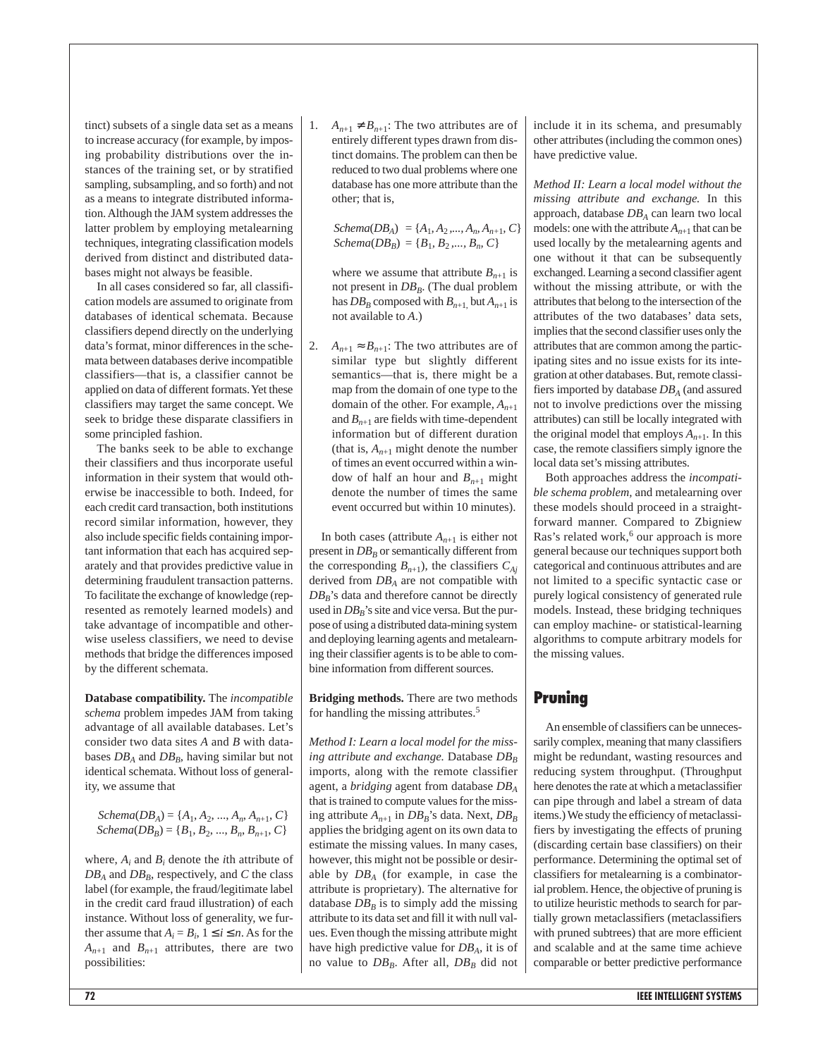tinct) subsets of a single data set as a means to increase accuracy (for example, by imposing probability distributions over the instances of the training set, or by stratified sampling, subsampling, and so forth) and not as a means to integrate distributed information. Although the JAM system addresses the latter problem by employing metalearning techniques, integrating classification models derived from distinct and distributed databases might not always be feasible.

In all cases considered so far, all classification models are assumed to originate from databases of identical schemata. Because classifiers depend directly on the underlying data's format, minor differences in the schemata between databases derive incompatible classifiers—that is, a classifier cannot be applied on data of different formats. Yet these classifiers may target the same concept. We seek to bridge these disparate classifiers in some principled fashion.

The banks seek to be able to exchange their classifiers and thus incorporate useful information in their system that would otherwise be inaccessible to both. Indeed, for each credit card transaction, both institutions record similar information, however, they also include specific fields containing important information that each has acquired separately and that provides predictive value in determining fraudulent transaction patterns. To facilitate the exchange of knowledge (represented as remotely learned models) and take advantage of incompatible and otherwise useless classifiers, we need to devise methods that bridge the differences imposed by the different schemata.

**Database compatibility.** The *incompatible schema* problem impedes JAM from taking advantage of all available databases. Let's consider two data sites $A$ and $B$ with databases $DB_A$ and $DB_B$, having similar but not identical schemata. Without loss of generality, we assume that

$$Schema(DB_A) = \{A_1, A_2, ..., A_n, A_{n+1}, C\}$$
$$Schema(DB_B) = \{B_1, B_2, ..., B_n, B_{n+1}, C\}$$

where, $A_i$ and $B_i$ denote the $i$th attribute of $DB_A$ and $DB_B$, respectively, and $C$ the class label (for example, the fraud/legitimate label in the credit card fraud illustration) of each instance. Without loss of generality, we further assume that $A_i = B_i$, $1 \leq i \leq n$. As for the $A_{n+1}$ and $B_{n+1}$ attributes, there are two possibilities:

1. $A_{n+1} \neq B_{n+1}$: The two attributes are of entirely different types drawn from distinct domains. The problem can then be reduced to two dual problems where one database has one more attribute than the other; that is,

   $$Schema(DB_A) = \{A_1, A_2, ..., A_n, A_{n+1}, C\}$$
   $$Schema(DB_B) = \{B_1, B_2, ..., B_n, C\}$$

   where we assume that attribute $B_{n+1}$ is not present in $DB_B$. (The dual problem has $DB_B$ composed with $B_{n+1}$, but $A_{n+1}$ is not available to $A$.)

2. $A_{n+1} \approx B_{n+1}$: The two attributes are of similar type but slightly different semantics—that is, there might be a map from the domain of one type to the domain of the other. For example, $A_{n+1}$ and $B_{n+1}$ are fields with time-dependent information but of different duration (that is, $A_{n+1}$ might denote the number of times an event occurred within a window of half an hour and $B_{n+1}$ might denote the number of times the same event occurred but within 10 minutes).

In both cases (attribute $A_{n+1}$ is either not present in $DB_B$ or semantically different from the corresponding $B_{n+1}$), the classifiers $C_{Aj}$ derived from $DB_A$ are not compatible with $DB_B$'s data and therefore cannot be directly used in $DB_B$'s site and vice versa. But the purpose of using a distributed data-mining system and deploying learning agents and metalearning their classifier agents is to be able to combine information from different sources.

**Bridging methods.** There are two methods for handling the missing attributes.[5]

*Method I: Learn a local model for the missing attribute and exchange.* Database $DB_B$ imports, along with the remote classifier agent, a *bridging* agent from database $DB_A$ that is trained to compute values for the missing attribute $A_{n+1}$ in $DB_B$'s data. Next, $DB_B$ applies the bridging agent on its own data to estimate the missing values. In many cases, however, this might not be possible or desirable by $DB_A$ (for example, in case the attribute is proprietary). The alternative for database $DB_B$ is to simply add the missing attribute to its data set and fill it with null values. Even though the missing attribute might have high predictive value for $DB_A$, it is of no value to $DB_B$. After all, $DB_B$ did not include it in its schema, and presumably other attributes (including the common ones) have predictive value.

*Method II: Learn a local model without the missing attribute and exchange.* In this approach, database $DB_A$ can learn two local models: one with the attribute $A_{n+1}$ that can be used locally by the metalearning agents and one without it that can be subsequently exchanged. Learning a second classifier agent without the missing attribute, or with the attributes that belong to the intersection of the attributes of the two databases' data sets, implies that the second classifier uses only the attributes that are common among the participating sites and no issue exists for its integration at other databases. But, remote classifiers imported by database $DB_A$ (and assured not to involve predictions over the missing attributes) can still be locally integrated with the original model that employs $A_{n+1}$. In this case, the remote classifiers simply ignore the local data set's missing attributes.

Both approaches address the *incompatible schema problem*, and metalearning over these models should proceed in a straightforward manner. Compared to Zbigniew Ras's related work,[6] our approach is more general because our techniques support both categorical and continuous attributes and are not limited to a specific syntactic case or purely logical consistency of generated rule models. Instead, these bridging techniques can employ machine- or statistical-learning algorithms to compute arbitrary models for the missing values.

## Pruning

An ensemble of classifiers can be unnecessarily complex, meaning that many classifiers might be redundant, wasting resources and reducing system throughput. (Throughput here denotes the rate at which a metaclassifier can pipe through and label a stream of data items.) We study the efficiency of metaclassifiers by investigating the effects of pruning (discarding certain base classifiers) on their performance. Determining the optimal set of classifiers for metalearning is a combinatorial problem. Hence, the objective of pruning is to utilize heuristic methods to search for partially grown metaclassifiers (metaclassifiers with pruned subtrees) that are more efficient and scalable and at the same time achieve comparable or better predictive performance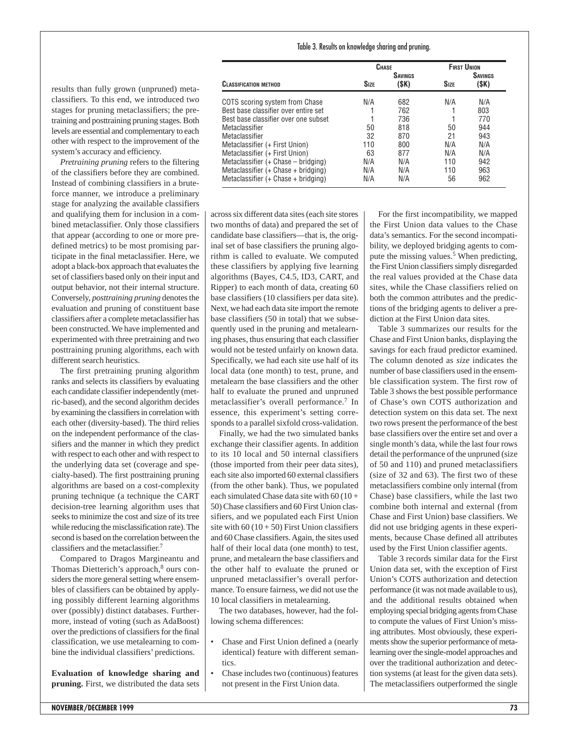results than fully grown (unpruned) metaclassifiers. To this end, we introduced two stages for pruning metaclassifiers; the pretraining and posttraining pruning stages. Both levels are essential and complementary to each other with respect to the improvement of the system's accuracy and efficiency.

*Pretraining pruning* refers to the filtering of the classifiers before they are combined. Instead of combining classifiers in a brute-force manner, we introduce a preliminary stage for analyzing the available classifiers and qualifying them for inclusion in a combined metaclassifier. Only those classifiers that appear (according to one or more predefined metrics) to be most promising participate in the final metaclassifier. Here, we adopt a black-box approach that evaluates the set of classifiers based only on their input and output behavior, not their internal structure. Conversely, *posttraining pruning* denotes the evaluation and pruning of constituent base classifiers after a complete metaclassifier has been constructed. We have implemented and experimented with three pretraining and two posttraining pruning algorithms, each with different search heuristics.

The first pretraining pruning algorithm ranks and selects its classifiers by evaluating each candidate classifier independently (metric-based), and the second algorithm decides by examining the classifiers in correlation with each other (diversity-based). The third relies on the independent performance of the classifiers and the manner in which they predict with respect to each other and with respect to the underlying data set (coverage and specialty-based). The first posttraining pruning algorithms are based on a cost-complexity pruning technique (a technique the CART decision-tree learning algorithm uses that seeks to minimize the cost and size of its tree while reducing the misclassification rate). The second is based on the correlation between the classifiers and the metaclassifier.[7]

Compared to Dragos Margineantu and Thomas Dietterich's approach,[8] ours considers the more general setting where ensembles of classifiers can be obtained by applying possibly different learning algorithms over (possibly) distinct databases. Furthermore, instead of voting (such as AdaBoost) over the predictions of classifiers for the final classification, we use metalearning to combine the individual classifiers' predictions.

**Evaluation of knowledge sharing and pruning.** First, we distributed the data sets across six different data sites (each site stores two months of data) and prepared the set of candidate base classifiers—that is, the original set of base classifiers the pruning algorithm is called to evaluate. We computed these classifiers by applying five learning algorithms (Bayes, C4.5, ID3, CART, and Ripper) to each month of data, creating 60 base classifiers (10 classifiers per data site). Next, we had each data site import the remote base classifiers (50 in total) that we subsequently used in the pruning and metalearning phases, thus ensuring that each classifier would not be tested unfairly on known data. Specifically, we had each site use half of its local data (one month) to test, prune, and metalearn the base classifiers and the other half to evaluate the pruned and unpruned metaclassifier's overall performance.[7] In essence, this experiment's setting corresponds to a parallel sixfold cross-validation.

Finally, we had the two simulated banks exchange their classifier agents. In addition to its 10 local and 50 internal classifiers (those imported from their peer data sites), each site also imported 60 external classifiers (from the other bank). Thus, we populated each simulated Chase data site with 60 (10 + 50) Chase classifiers and 60 First Union classifiers, and we populated each First Union site with 60 (10 + 50) First Union classifiers and 60 Chase classifiers. Again, the sites used half of their local data (one month) to test, prune, and metalearn the base classifiers and the other half to evaluate the pruned or unpruned metaclassifier's overall performance. To ensure fairness, we did not use the 10 local classifiers in metalearning.

The two databases, however, had the following schema differences:

- Chase and First Union defined a (nearly identical) feature with different semantics.
- Chase includes two (continuous) features not present in the First Union data.

For the first incompatibility, we mapped the First Union data values to the Chase data's semantics. For the second incompatibility, we deployed bridging agents to compute the missing values.[5] When predicting, the First Union classifiers simply disregarded the real values provided at the Chase data sites, while the Chase classifiers relied on both the common attributes and the predictions of the bridging agents to deliver a prediction at the First Union data sites.

Table 3. Results on knowledge sharing and pruning.

| | Chase | | First Union | |
|---|---|---|---|---|
| Classification method | Size | Savings ($K) | Size | Savings ($K) |
| COTS scoring system from Chase | N/A | 682 | N/A | N/A |
| Best base classifier over entire set | 1 | 762 | 1 | 803 |
| Best base classifier over one subset | 1 | 736 | 1 | 770 |
| Metaclassifier | 50 | 818 | 50 | 944 |
| Metaclassifier | 32 | 870 | 21 | 943 |
| Metaclassifier (+ First Union) | 110 | 800 | N/A | N/A |
| Metaclassifier (+ First Union) | 63 | 877 | N/A | N/A |
| Metaclassifier (+ Chase – bridging) | N/A | N/A | 110 | 942 |
| Metaclassifier (+ Chase + bridging) | N/A | N/A | 110 | 963 |
| Metaclassifier (+ Chase + bridging) | N/A | N/A | 56 | 962 |

Table 3 summarizes our results for the Chase and First Union banks, displaying the savings for each fraud predictor examined. The column denoted as *size* indicates the number of base classifiers used in the ensemble classification system. The first row of Table 3 shows the best possible performance of Chase's own COTS authorization and detection system on this data set. The next two rows present the performance of the best base classifiers over the entire set and over a single month's data, while the last four rows detail the performance of the unpruned (size of 50 and 110) and pruned metaclassifiers (size of 32 and 63). The first two of these metaclassifiers combine only internal (from Chase) base classifiers, while the last two combine both internal and external (from Chase and First Union) base classifiers. We did not use bridging agents in these experiments, because Chase defined all attributes used by the First Union classifier agents.

Table 3 records similar data for the First Union data set, with the exception of First Union's COTS authorization and detection performance (it was not made available to us), and the additional results obtained when employing special bridging agents from Chase to compute the values of First Union's missing attributes. Most obviously, these experiments show the superior performance of metalearning over the single-model approaches and over the traditional authorization and detection systems (at least for the given data sets). The metaclassifiers outperformed the single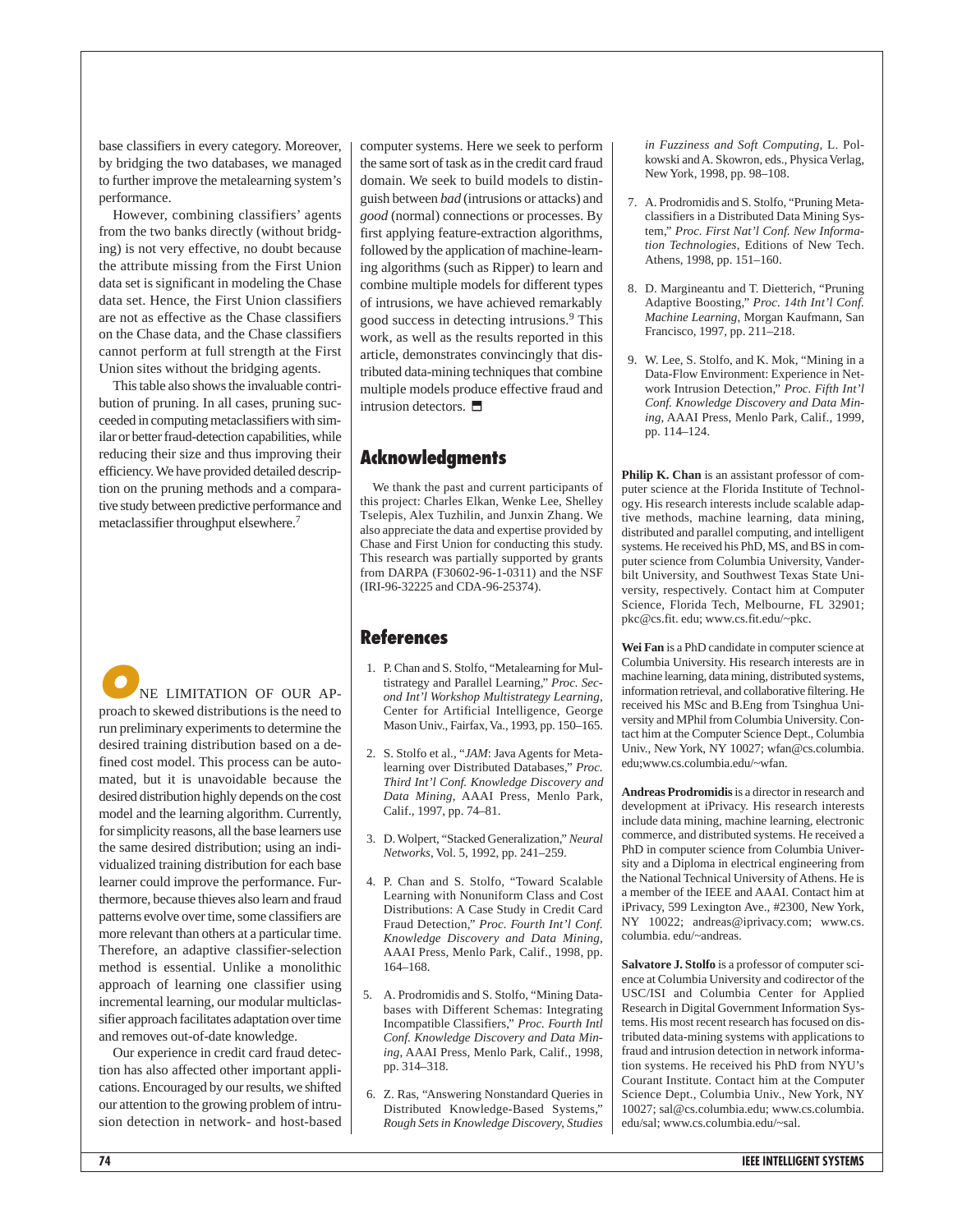base classifiers in every category. Moreover, by bridging the two databases, we managed to further improve the metalearning system's performance.

However, combining classifiers' agents from the two banks directly (without bridging) is not very effective, no doubt because the attribute missing from the First Union data set is significant in modeling the Chase data set. Hence, the First Union classifiers are not as effective as the Chase classifiers on the Chase data, and the Chase classifiers cannot perform at full strength at the First Union sites without the bridging agents.

This table also shows the invaluable contribution of pruning. In all cases, pruning succeeded in computing metaclassifiers with similar or better fraud-detection capabilities, while reducing their size and thus improving their efficiency. We have provided detailed description on the pruning methods and a comparative study between predictive performance and metaclassifier throughput elsewhere.[7]

ONE LIMITATION OF OUR APproach to skewed distributions is the need to run preliminary experiments to determine the desired training distribution based on a defined cost model. This process can be automated, but it is unavoidable because the desired distribution highly depends on the cost model and the learning algorithm. Currently, for simplicity reasons, all the base learners use the same desired distribution; using an individualized training distribution for each base learner could improve the performance. Furthermore, because thieves also learn and fraud patterns evolve over time, some classifiers are more relevant than others at a particular time. Therefore, an adaptive classifier-selection method is essential. Unlike a monolithic approach of learning one classifier using incremental learning, our modular multiclassifier approach facilitates adaptation over time and removes out-of-date knowledge.

Our experience in credit card fraud detection has also affected other important applications. Encouraged by our results, we shifted our attention to the growing problem of intrusion detection in network- and host-based computer systems. Here we seek to perform the same sort of task as in the credit card fraud domain. We seek to build models to distinguish between *bad* (intrusions or attacks) and *good* (normal) connections or processes. By first applying feature-extraction algorithms, followed by the application of machine-learning algorithms (such as Ripper) to learn and combine multiple models for different types of intrusions, we have achieved remarkably good success in detecting intrusions.[9] This work, as well as the results reported in this article, demonstrates convincingly that distributed data-mining techniques that combine multiple models produce effective fraud and intrusion detectors.

## Acknowledgments

We thank the past and current participants of this project: Charles Elkan, Wenke Lee, Shelley Tselepis, Alex Tuzhilin, and Junxin Zhang. We also appreciate the data and expertise provided by Chase and First Union for conducting this study. This research was partially supported by grants from DARPA (F30602-96-1-0311) and the NSF (IRI-96-32225 and CDA-96-25374).

## References

1. P. Chan and S. Stolfo, "Metalearning for Multistrategy and Parallel Learning," *Proc. Second Int'l Workshop Multistrategy Learning*, Center for Artificial Intelligence, George Mason Univ., Fairfax, Va., 1993, pp. 150–165.
2. S. Stolfo et al., "*JAM*: Java Agents for Metalearning over Distributed Databases," *Proc. Third Int'l Conf. Knowledge Discovery and Data Mining*, AAAI Press, Menlo Park, Calif., 1997, pp. 74–81.
3. D. Wolpert, "Stacked Generalization," *Neural Networks*, Vol. 5, 1992, pp. 241–259.
4. P. Chan and S. Stolfo, "Toward Scalable Learning with Nonuniform Class and Cost Distributions: A Case Study in Credit Card Fraud Detection," *Proc. Fourth Int'l Conf. Knowledge Discovery and Data Mining*, AAAI Press, Menlo Park, Calif., 1998, pp. 164–168.
5. A. Prodromidis and S. Stolfo, "Mining Databases with Different Schemas: Integrating Incompatible Classifiers," *Proc. Fourth Intl Conf. Knowledge Discovery and Data Mining*, AAAI Press, Menlo Park, Calif., 1998, pp. 314–318.
6. Z. Ras, "Answering Nonstandard Queries in Distributed Knowledge-Based Systems," *Rough Sets in Knowledge Discovery, Studies in Fuzziness and Soft Computing*, L. Polkowski and A. Skowron, eds., Physica Verlag, New York, 1998, pp. 98–108.
7. A. Prodromidis and S. Stolfo, "Pruning Metaclassifiers in a Distributed Data Mining System," *Proc. First Nat'l Conf. New Information Technologies*, Editions of New Tech. Athens, 1998, pp. 151–160.
8. D. Margineantu and T. Dietterich, "Pruning Adaptive Boosting," *Proc. 14th Int'l Conf. Machine Learning*, Morgan Kaufmann, San Francisco, 1997, pp. 211–218.
9. W. Lee, S. Stolfo, and K. Mok, "Mining in a Data-Flow Environment: Experience in Network Intrusion Detection," *Proc. Fifth Int'l Conf. Knowledge Discovery and Data Mining*, AAAI Press, Menlo Park, Calif., 1999, pp. 114–124.

**Philip K. Chan** is an assistant professor of computer science at the Florida Institute of Technology. His research interests include scalable adaptive methods, machine learning, data mining, distributed and parallel computing, and intelligent systems. He received his PhD, MS, and BS in computer science from Columbia University, Vanderbilt University, and Southwest Texas State University, respectively. Contact him at Computer Science, Florida Tech, Melbourne, FL 32901; pkc@cs.fit. edu; www.cs.fit.edu/~pkc.

**Wei Fan** is a PhD candidate in computer science at Columbia University. His research interests are in machine learning, data mining, distributed systems, information retrieval, and collaborative filtering. He received his MSc and B.Eng from Tsinghua University and MPhil from Columbia University. Contact him at the Computer Science Dept., Columbia Univ., New York, NY 10027; wfan@cs.columbia. edu;www.cs.columbia.edu/~wfan.

**Andreas Prodromidis** is a director in research and development at iPrivacy. His research interests include data mining, machine learning, electronic commerce, and distributed systems. He received a PhD in computer science from Columbia University and a Diploma in electrical engineering from the National Technical University of Athens. He is a member of the IEEE and AAAI. Contact him at iPrivacy, 599 Lexington Ave., #2300, New York, NY 10022; andreas@iprivacy.com; www.cs. columbia. edu/~andreas.

**Salvatore J. Stolfo** is a professor of computer science at Columbia University and codirector of the USC/ISI and Columbia Center for Applied Research in Digital Government Information Systems. His most recent research has focused on distributed data-mining systems with applications to fraud and intrusion detection in network information systems. He received his PhD from NYU's Courant Institute. Contact him at the Computer Science Dept., Columbia Univ., New York, NY 10027; sal@cs.columbia.edu; www.cs.columbia. edu/sal; www.cs.columbia.edu/~sal.